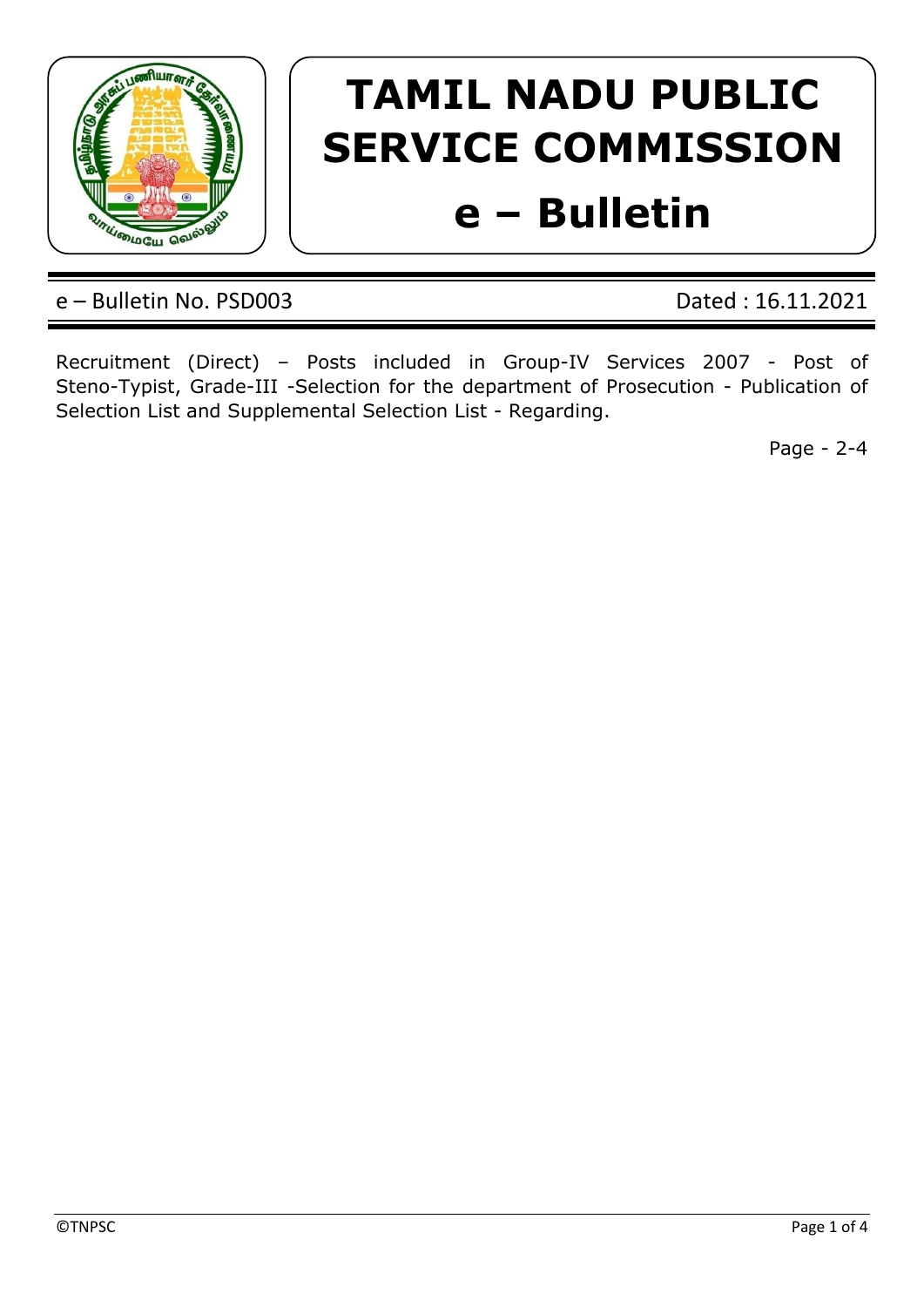# TAMIL NADU PUBLIC SERVICE COMMISSION

# e – Bulletin

e – Bulletin No. PSD003 Dated : 16.11.2021

Recruitment (Direct) – Posts included in Group-IV Services 2007 - Post of Steno-Typist, Grade-III -Selection for the department of Prosecution - Publication of Selection List and Supplemental Selection List - Regarding.

Page - 2-4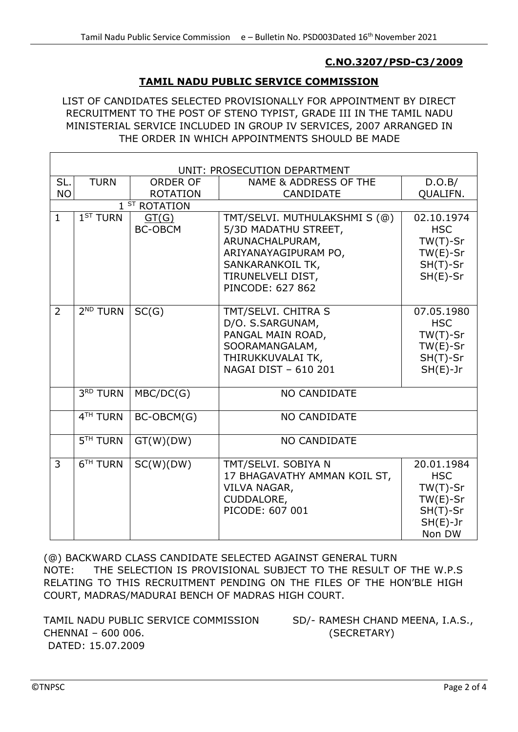**C.NO.3207/PSD-C3/2009**

## TAMIL NADU PUBLIC SERVICE COMMISSION

LIST OF CANDIDATES SELECTED PROVISIONALLY FOR APPOINTMENT BY DIRECT RECRUITMENT TO THE POST OF STENO TYPIST, GRADE III IN THE TAMIL NADU MINISTERIAL SERVICE INCLUDED IN GROUP IV SERVICES, 2007 ARRANGED IN THE ORDER IN WHICH APPOINTMENTS SHOULD BE MADE

| UNIT: PROSECUTION DEPARTMENT | | | | |
|---|---|---|---|---|
| SL. NO | TURN | ORDER OF ROTATION | NAME & ADDRESS OF THE CANDIDATE | D.O.B/ QUALIFN. |
| 1 ST ROTATION | | | | |
| 1 | 1ST TURN | GT(G) BC-OBCM | TMT/SELVI. MUTHULAKSHMI S (@) 5/3D MADATHU STREET, ARUNACHALPURAM, ARIYANAYAGIPURAM PO, SANKARANKOIL TK, TIRUNELVELI DIST, PINCODE: 627 862 | 02.10.1974 HSC TW(T)-Sr TW(E)-Sr SH(T)-Sr SH(E)-Sr |
| 2 | 2ND TURN | SC(G) | TMT/SELVI. CHITRA S D/O. S.SARGUNAM, PANGAL MAIN ROAD, SOORAMANGALAM, THIRUKKUVALAI TK, NAGAI DIST – 610 201 | 07.05.1980 HSC TW(T)-Sr TW(E)-Sr SH(T)-Sr SH(E)-Jr |
| | 3RD TURN | MBC/DC(G) | NO CANDIDATE | |
| | 4TH TURN | BC-OBCM(G) | NO CANDIDATE | |
| | 5TH TURN | GT(W)(DW) | NO CANDIDATE | |
| 3 | 6TH TURN | SC(W)(DW) | TMT/SELVI. SOBIYA N 17 BHAGAVATHY AMMAN KOIL ST, VILVA NAGAR, CUDDALORE, PICODE: 607 001 | 20.01.1984 HSC TW(T)-Sr TW(E)-Sr SH(T)-Sr SH(E)-Jr Non DW |

(@) BACKWARD CLASS CANDIDATE SELECTED AGAINST GENERAL TURN

NOTE: THE SELECTION IS PROVISIONAL SUBJECT TO THE RESULT OF THE W.P.S RELATING TO THIS RECRUITMENT PENDING ON THE FILES OF THE HON'BLE HIGH COURT, MADRAS/MADURAI BENCH OF MADRAS HIGH COURT.

TAMIL NADU PUBLIC SERVICE COMMISSION
CHENNAI – 600 006.
DATED: 15.07.2009

SD/- RAMESH CHAND MEENA, I.A.S.,
(SECRETARY)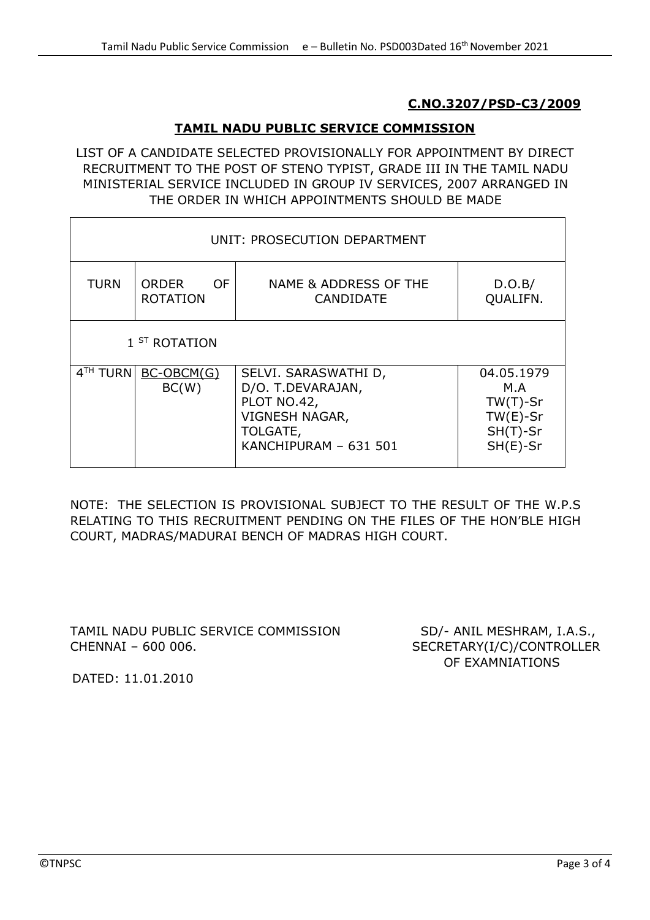**C.NO.3207/PSD-C3/2009**

## TAMIL NADU PUBLIC SERVICE COMMISSION

LIST OF A CANDIDATE SELECTED PROVISIONALLY FOR APPOINTMENT BY DIRECT RECRUITMENT TO THE POST OF STENO TYPIST, GRADE III IN THE TAMIL NADU MINISTERIAL SERVICE INCLUDED IN GROUP IV SERVICES, 2007 ARRANGED IN THE ORDER IN WHICH APPOINTMENTS SHOULD BE MADE

| UNIT: PROSECUTION DEPARTMENT | | | |
|---|---|---|---|
| TURN | ORDER OF ROTATION | NAME & ADDRESS OF THE CANDIDATE | D.O.B/ QUALIFN. |
| 1 ST ROTATION | | | |
| 4TH TURN | BC-OBCM(G) BC(W) | SELVI. SARASWATHI D, D/O. T.DEVARAJAN, PLOT NO.42, VIGNESH NAGAR, TOLGATE, KANCHIPURAM – 631 501 | 04.05.1979 M.A TW(T)-Sr TW(E)-Sr SH(T)-Sr SH(E)-Sr |

NOTE: THE SELECTION IS PROVISIONAL SUBJECT TO THE RESULT OF THE W.P.S RELATING TO THIS RECRUITMENT PENDING ON THE FILES OF THE HON'BLE HIGH COURT, MADRAS/MADURAI BENCH OF MADRAS HIGH COURT.

TAMIL NADU PUBLIC SERVICE COMMISSION
CHENNAI – 600 006.

SD/- ANIL MESHRAM, I.A.S.,
SECRETARY(I/C)/CONTROLLER OF EXAMNIATIONS

DATED: 11.01.2010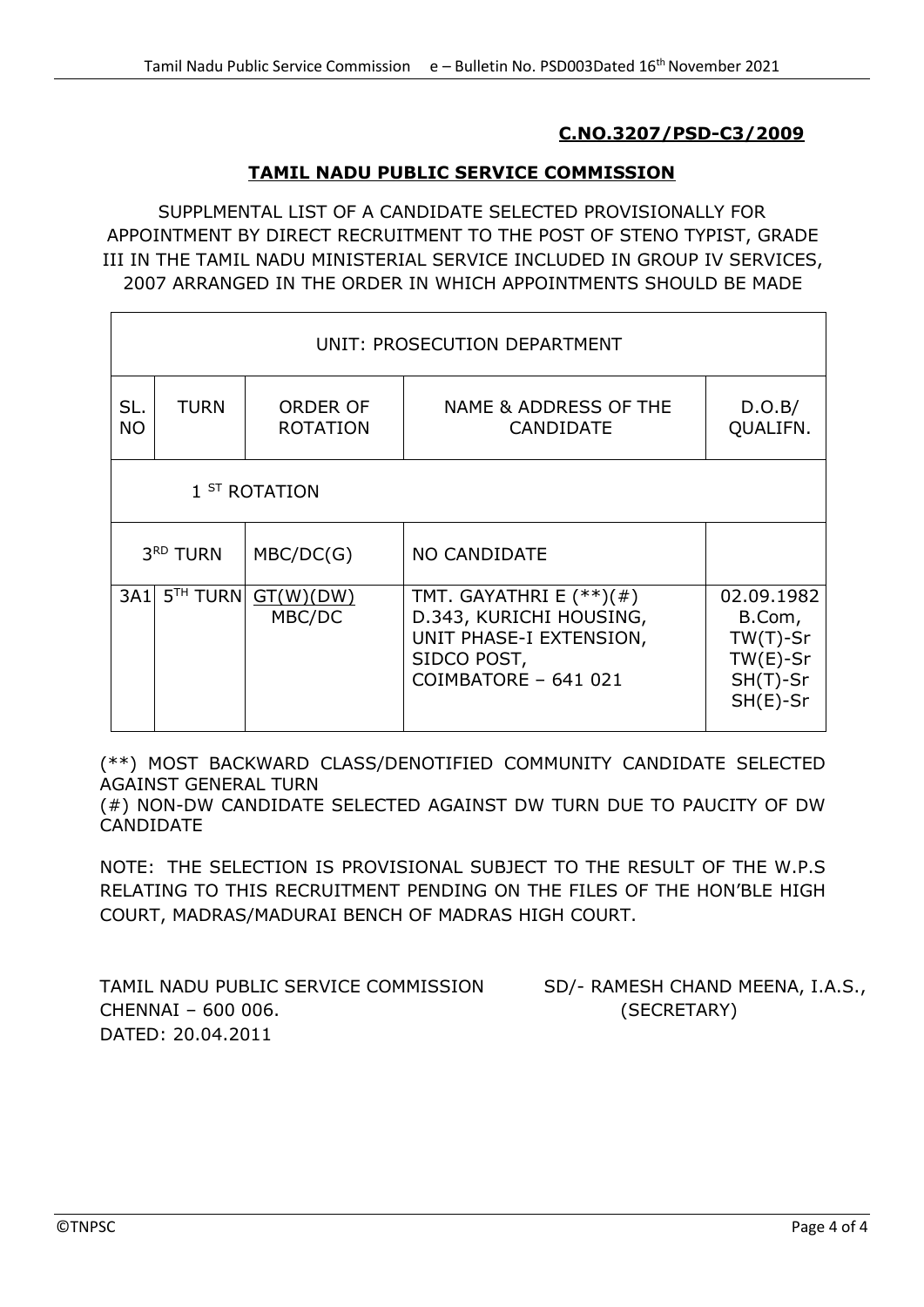**C.NO.3207/PSD-C3/2009**

**TAMIL NADU PUBLIC SERVICE COMMISSION**

SUPPLMENTAL LIST OF A CANDIDATE SELECTED PROVISIONALLY FOR APPOINTMENT BY DIRECT RECRUITMENT TO THE POST OF STENO TYPIST, GRADE III IN THE TAMIL NADU MINISTERIAL SERVICE INCLUDED IN GROUP IV SERVICES, 2007 ARRANGED IN THE ORDER IN WHICH APPOINTMENTS SHOULD BE MADE

| UNIT: PROSECUTION DEPARTMENT | | | | |
|---|---|---|---|---|
| SL. NO | TURN | ORDER OF ROTATION | NAME & ADDRESS OF THE CANDIDATE | D.O.B/ QUALIFN. |
| 1 ST ROTATION | | | | |
| 3RD TURN | | MBC/DC(G) | NO CANDIDATE | |
| 3A1 | 5TH TURN | GT(W)(DW) MBC/DC | TMT. GAYATHRI E (**)(#) D.343, KURICHI HOUSING, UNIT PHASE-I EXTENSION, SIDCO POST, COIMBATORE – 641 021 | 02.09.1982 B.Com, TW(T)-Sr TW(E)-Sr SH(T)-Sr SH(E)-Sr |

(**) MOST BACKWARD CLASS/DENOTIFIED COMMUNITY CANDIDATE SELECTED AGAINST GENERAL TURN

(#) NON-DW CANDIDATE SELECTED AGAINST DW TURN DUE TO PAUCITY OF DW CANDIDATE

NOTE: THE SELECTION IS PROVISIONAL SUBJECT TO THE RESULT OF THE W.P.S RELATING TO THIS RECRUITMENT PENDING ON THE FILES OF THE HON'BLE HIGH COURT, MADRAS/MADURAI BENCH OF MADRAS HIGH COURT.

TAMIL NADU PUBLIC SERVICE COMMISSION
CHENNAI – 600 006.
DATED: 20.04.2011

SD/- RAMESH CHAND MEENA, I.A.S.,
(SECRETARY)